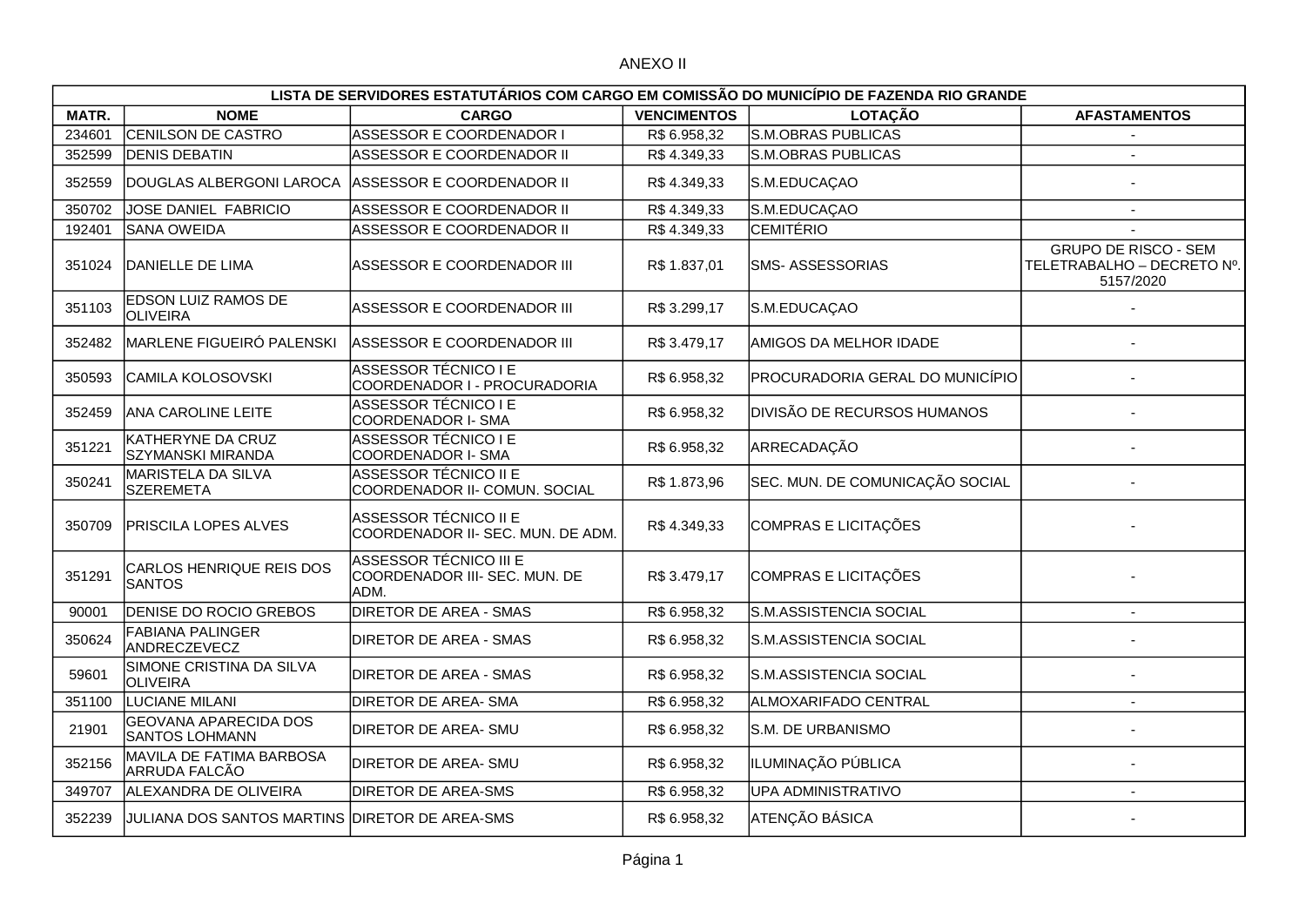ANEXO II

| LISTA DE SERVIDORES ESTATUTÁRIOS COM CARGO EM COMISSÃO DO MUNICÍPIO DE FAZENDA RIO GRANDE | | | | | |
|---|---|---|---|---|---|
| **MATR.** | **NOME** | **CARGO** | **VENCIMENTOS** | **LOTAÇÃO** | **AFASTAMENTOS** |
| 234601 | CENILSON DE CASTRO | ASSESSOR E COORDENADOR I | R$ 6.958,32 | S.M.OBRAS PUBLICAS | - |
| 352599 | DENIS DEBATIN | ASSESSOR E COORDENADOR II | R$ 4.349,33 | S.M.OBRAS PUBLICAS | - |
| 352559 | DOUGLAS ALBERGONI LAROCA | ASSESSOR E COORDENADOR II | R$ 4.349,33 | S.M.EDUCAÇAO | - |
| 350702 | JOSE DANIEL FABRICIO | ASSESSOR E COORDENADOR II | R$ 4.349,33 | S.M.EDUCAÇAO | - |
| 192401 | SANA OWEIDA | ASSESSOR E COORDENADOR II | R$ 4.349,33 | CEMITÉRIO | - |
| 351024 | DANIELLE DE LIMA | ASSESSOR E COORDENADOR III | R$ 1.837,01 | SMS- ASSESSORIAS | GRUPO DE RISCO - SEM TELETRABALHO – DECRETO Nº. 5157/2020 |
| 351103 | EDSON LUIZ RAMOS DE OLIVEIRA | ASSESSOR E COORDENADOR III | R$ 3.299,17 | S.M.EDUCAÇAO | - |
| 352482 | MARLENE FIGUEIRÓ PALENSKI | ASSESSOR E COORDENADOR III | R$ 3.479,17 | AMIGOS DA MELHOR IDADE | - |
| 350593 | CAMILA KOLOSOVSKI | ASSESSOR TÉCNICO I E COORDENADOR I - PROCURADORIA | R$ 6.958,32 | PROCURADORIA GERAL DO MUNICÍPIO | - |
| 352459 | ANA CAROLINE LEITE | ASSESSOR TÉCNICO I E COORDENADOR I- SMA | R$ 6.958,32 | DIVISÃO DE RECURSOS HUMANOS | - |
| 351221 | KATHERYNE DA CRUZ SZYMANSKI MIRANDA | ASSESSOR TÉCNICO I E COORDENADOR I- SMA | R$ 6.958,32 | ARRECADAÇÃO | - |
| 350241 | MARISTELA DA SILVA SZEREMETA | ASSESSOR TÉCNICO II E COORDENADOR II- COMUN. SOCIAL | R$ 1.873,96 | SEC. MUN. DE COMUNICAÇÃO SOCIAL | - |
| 350709 | PRISCILA LOPES ALVES | ASSESSOR TÉCNICO II E COORDENADOR II- SEC. MUN. DE ADM. | R$ 4.349,33 | COMPRAS E LICITAÇÕES | - |
| 351291 | CARLOS HENRIQUE REIS DOS SANTOS | ASSESSOR TÉCNICO III E COORDENADOR III- SEC. MUN. DE ADM. | R$ 3.479,17 | COMPRAS E LICITAÇÕES | - |
| 90001 | DENISE DO ROCIO GREBOS | DIRETOR DE AREA - SMAS | R$ 6.958,32 | S.M.ASSISTENCIA SOCIAL | - |
| 350624 | FABIANA PALINGER ANDRECZEVECZ | DIRETOR DE AREA - SMAS | R$ 6.958,32 | S.M.ASSISTENCIA SOCIAL | - |
| 59601 | SIMONE CRISTINA DA SILVA OLIVEIRA | DIRETOR DE AREA - SMAS | R$ 6.958,32 | S.M.ASSISTENCIA SOCIAL | - |
| 351100 | LUCIANE MILANI | DIRETOR DE AREA- SMA | R$ 6.958,32 | ALMOXARIFADO CENTRAL | - |
| 21901 | GEOVANA APARECIDA DOS SANTOS LOHMANN | DIRETOR DE AREA- SMU | R$ 6.958,32 | S.M. DE URBANISMO | - |
| 352156 | MAVILA DE FATIMA BARBOSA ARRUDA FALCÃO | DIRETOR DE AREA- SMU | R$ 6.958,32 | ILUMINAÇÃO PÚBLICA | - |
| 349707 | ALEXANDRA DE OLIVEIRA | DIRETOR DE AREA-SMS | R$ 6.958,32 | UPA ADMINISTRATIVO | - |
| 352239 | JULIANA DOS SANTOS MARTINS | DIRETOR DE AREA-SMS | R$ 6.958,32 | ATENÇÃO BÁSICA | - |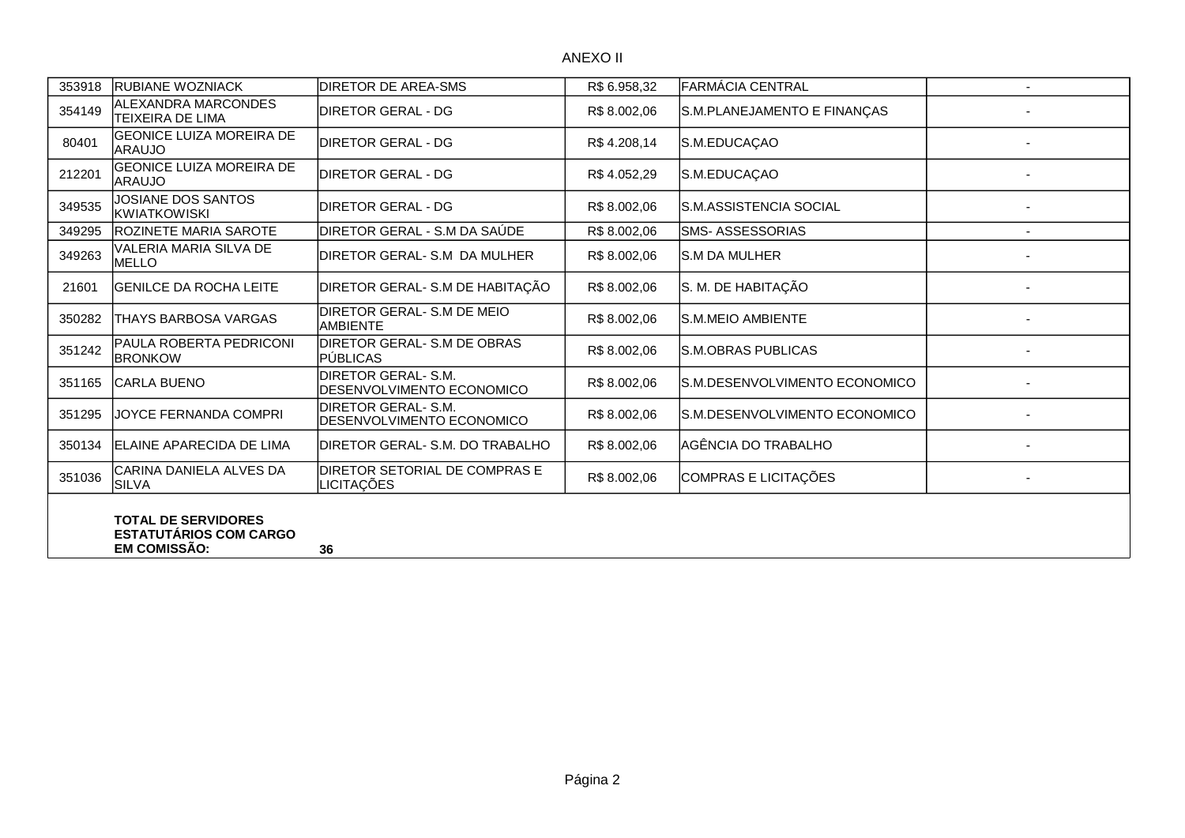ANEXO II

| | | | | | |
|---|---|---|---|---|---|
| 353918 | RUBIANE WOZNIACK | DIRETOR DE AREA-SMS | R$ 6.958,32 | FARMÁCIA CENTRAL | - |
| 354149 | ALEXANDRA MARCONDES TEIXEIRA DE LIMA | DIRETOR GERAL - DG | R$ 8.002,06 | S.M.PLANEJAMENTO E FINANÇAS | - |
| 80401 | GEONICE LUIZA MOREIRA DE ARAUJO | DIRETOR GERAL - DG | R$ 4.208,14 | S.M.EDUCAÇAO | - |
| 212201 | GEONICE LUIZA MOREIRA DE ARAUJO | DIRETOR GERAL - DG | R$ 4.052,29 | S.M.EDUCAÇAO | - |
| 349535 | JOSIANE DOS SANTOS KWIATKOWISKI | DIRETOR GERAL - DG | R$ 8.002,06 | S.M.ASSISTENCIA SOCIAL | - |
| 349295 | ROZINETE MARIA SAROTE | DIRETOR GERAL - S.M DA SAÚDE | R$ 8.002,06 | SMS- ASSESSORIAS | - |
| 349263 | VALERIA MARIA SILVA DE MELLO | DIRETOR GERAL- S.M DA MULHER | R$ 8.002,06 | S.M DA MULHER | - |
| 21601 | GENILCE DA ROCHA LEITE | DIRETOR GERAL- S.M DE HABITAÇÃO | R$ 8.002,06 | S. M. DE HABITAÇÃO | - |
| 350282 | THAYS BARBOSA VARGAS | DIRETOR GERAL- S.M DE MEIO AMBIENTE | R$ 8.002,06 | S.M.MEIO AMBIENTE | - |
| 351242 | PAULA ROBERTA PEDRICONI BRONKOW | DIRETOR GERAL- S.M DE OBRAS PÚBLICAS | R$ 8.002,06 | S.M.OBRAS PUBLICAS | - |
| 351165 | CARLA BUENO | DIRETOR GERAL- S.M. DESENVOLVIMENTO ECONOMICO | R$ 8.002,06 | S.M.DESENVOLVIMENTO ECONOMICO | - |
| 351295 | JOYCE FERNANDA COMPRI | DIRETOR GERAL- S.M. DESENVOLVIMENTO ECONOMICO | R$ 8.002,06 | S.M.DESENVOLVIMENTO ECONOMICO | - |
| 350134 | ELAINE APARECIDA DE LIMA | DIRETOR GERAL- S.M. DO TRABALHO | R$ 8.002,06 | AGÊNCIA DO TRABALHO | - |
| 351036 | CARINA DANIELA ALVES DA SILVA | DIRETOR SETORIAL DE COMPRAS E LICITAÇÕES | R$ 8.002,06 | COMPRAS E LICITAÇÕES | - |

**TOTAL DE SERVIDORES ESTATUTÁRIOS COM CARGO EM COMISSÃO:** **36**